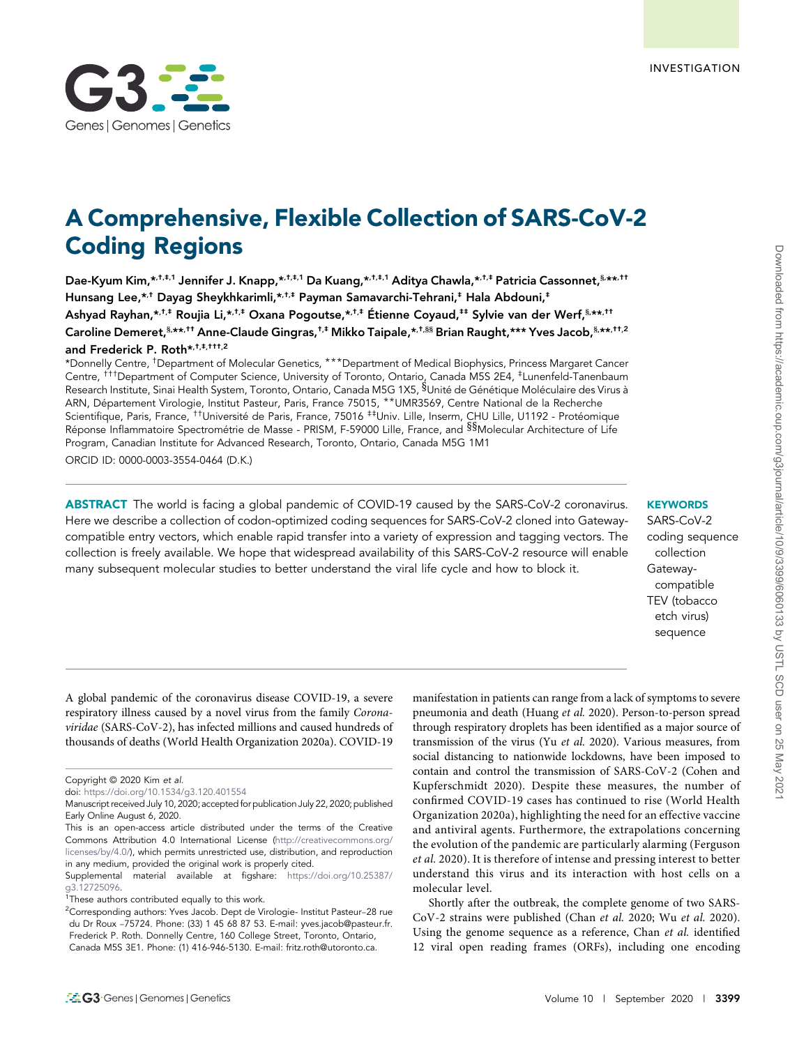INVESTIGATION

# A Comprehensive, Flexible Collection of SARS-CoV-2 Coding Regions

Dae-Kyum Kim,*,†,‡,1 Jennifer J. Knapp,*,†,‡,1 Da Kuang,*,†,‡,1 Aditya Chawla,*,†,‡ Patricia Cassonnet,§,**,†† Hunsang Lee,*,† Dayag Sheykhkarimli,*,†,‡ Payman Samavarchi-Tehrani,‡ Hala Abdouni,‡ Ashyad Rayhan,*,†,‡ Roujia Li,*,†,‡ Oxana Pogoutse,*,†,‡ Étienne Coyaud,‡‡ Sylvie van der Werf,§,**,†† Caroline Demeret,§,**,†† Anne-Claude Gingras,†,‡ Mikko Taipale,*,†,§§ Brian Raught,*** Yves Jacob,§,**,††,2 and Frederick P. Roth*,†,‡,†††,2

*Donnelly Centre, †Department of Molecular Genetics, ***Department of Medical Biophysics, Princess Margaret Cancer Centre, †††Department of Computer Science, University of Toronto, Ontario, Canada M5S 2E4, ‡Lunenfeld-Tanenbaum Research Institute, Sinai Health System, Toronto, Ontario, Canada M5G 1X5, §Unité de Génétique Moléculaire des Virus à ARN, Département Virologie, Institut Pasteur, Paris, France 75015, **UMR3569, Centre National de la Recherche Scientifique, Paris, France, ††Université de Paris, France, 75016 ‡‡Univ. Lille, Inserm, CHU Lille, U1192 - Protéomique Réponse Inflammatoire Spectrométrie de Masse - PRISM, F-59000 Lille, France, and §§Molecular Architecture of Life Program, Canadian Institute for Advanced Research, Toronto, Ontario, Canada M5G 1M1

ORCID ID: 0000-0003-3554-0464 (D.K.)

**ABSTRACT** The world is facing a global pandemic of COVID-19 caused by the SARS-CoV-2 coronavirus. Here we describe a collection of codon-optimized coding sequences for SARS-CoV-2 cloned into Gateway-compatible entry vectors, which enable rapid transfer into a variety of expression and tagging vectors. The collection is freely available. We hope that widespread availability of this SARS-CoV-2 resource will enable many subsequent molecular studies to better understand the viral life cycle and how to block it.

**KEYWORDS**
SARS-CoV-2
coding sequence collection
Gateway-compatible
TEV (tobacco etch virus) sequence

A global pandemic of the coronavirus disease COVID-19, a severe respiratory illness caused by a novel virus from the family *Coronaviridae* (SARS-CoV-2), has infected millions and caused hundreds of thousands of deaths (World Health Organization 2020a). COVID-19 manifestation in patients can range from a lack of symptoms to severe pneumonia and death (Huang *et al.* 2020). Person-to-person spread through respiratory droplets has been identified as a major source of transmission of the virus (Yu *et al.* 2020). Various measures, from social distancing to nationwide lockdowns, have been imposed to contain and control the transmission of SARS-CoV-2 (Cohen and Kupferschmidt 2020). Despite these measures, the number of confirmed COVID-19 cases has continued to rise (World Health Organization 2020a), highlighting the need for an effective vaccine and antiviral agents. Furthermore, the extrapolations concerning the evolution of the pandemic are particularly alarming (Ferguson *et al.* 2020). It is therefore of intense and pressing interest to better understand this virus and its interaction with host cells on a molecular level.

Shortly after the outbreak, the complete genome of two SARS-CoV-2 strains were published (Chan *et al.* 2020; Wu *et al.* 2020). Using the genome sequence as a reference, Chan *et al.* identified 12 viral open reading frames (ORFs), including one encoding

---

Copyright © 2020 Kim *et al.*
doi: https://doi.org/10.1534/g3.120.401554
Manuscript received July 10, 2020; accepted for publication July 22, 2020; published Early Online August 6, 2020.
This is an open-access article distributed under the terms of the Creative Commons Attribution 4.0 International License (http://creativecommons.org/licenses/by/4.0/), which permits unrestricted use, distribution, and reproduction in any medium, provided the original work is properly cited.
Supplemental material available at figshare: https://doi.org/10.25387/g3.12725096.
[1]These authors contributed equally to this work.
[2]Corresponding authors: Yves Jacob. Dept de Virologie- Institut Pasteur–28 rue du Dr Roux –75724. Phone: (33) 1 45 68 87 53. E-mail: yves.jacob@pasteur.fr. Frederick P. Roth. Donnelly Centre, 160 College Street, Toronto, Ontario, Canada M5S 3E1. Phone: (1) 416-946-5130. E-mail: fritz.roth@utoronto.ca.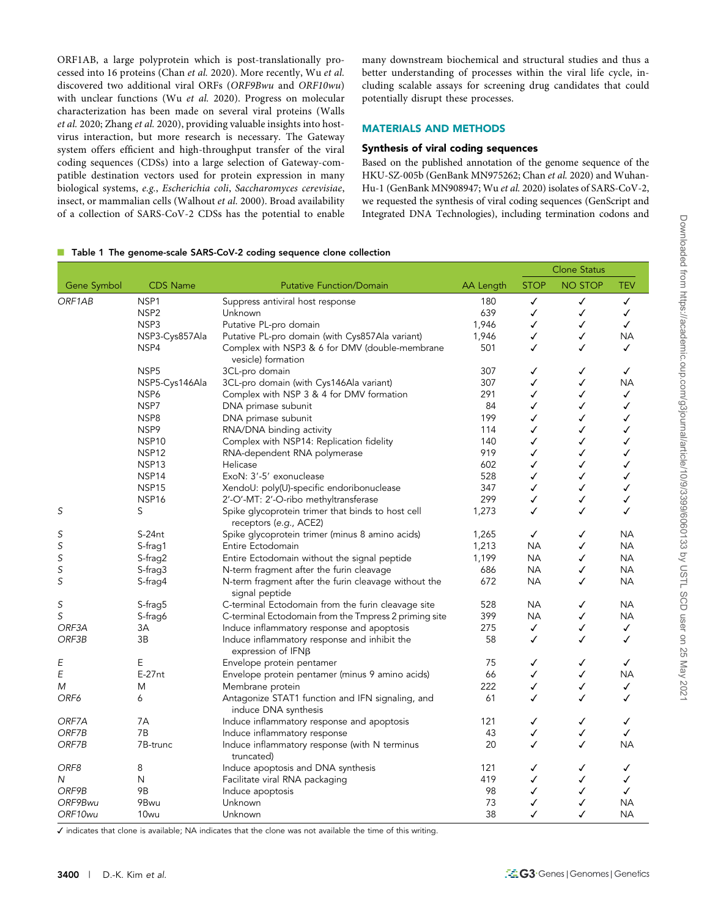ORF1AB, a large polyprotein which is post-translationally processed into 16 proteins (Chan *et al.* 2020). More recently, Wu *et al.* discovered two additional viral ORFs (*ORF9Bwu* and *ORF10wu*) with unclear functions (Wu *et al.* 2020). Progress on molecular characterization has been made on several viral proteins (Walls *et al.* 2020; Zhang *et al.* 2020), providing valuable insights into host-virus interaction, but more research is necessary. The Gateway system offers efficient and high-throughput transfer of the viral coding sequences (CDSs) into a large selection of Gateway-compatible destination vectors used for protein expression in many biological systems, *e.g.*, *Escherichia coli*, *Saccharomyces cerevisiae*, insect, or mammalian cells (Walhout *et al.* 2000). Broad availability of a collection of SARS-CoV-2 CDSs has the potential to enable many downstream biochemical and structural studies and thus a better understanding of processes within the viral life cycle, including scalable assays for screening drug candidates that could potentially disrupt these processes.

## MATERIALS AND METHODS

### Synthesis of viral coding sequences

Based on the published annotation of the genome sequence of the HKU-SZ-005b (GenBank MN975262; Chan *et al.* 2020) and Wuhan-Hu-1 (GenBank MN908947; Wu *et al.* 2020) isolates of SARS-CoV-2, we requested the synthesis of viral coding sequences (GenScript and Integrated DNA Technologies), including termination codons and

**Table 1 The genome-scale SARS-CoV-2 coding sequence clone collection**

| Gene Symbol | CDS Name | Putative Function/Domain | AA Length | Clone Status | | |
|---|---|---|---|---|---|---|
| | | | | STOP | NO STOP | TEV |
| *ORF1AB* | NSP1 | Suppress antiviral host response | 180 | ✓ | ✓ | ✓ |
| | NSP2 | Unknown | 639 | ✓ | ✓ | ✓ |
| | NSP3 | Putative PL-pro domain | 1,946 | ✓ | ✓ | ✓ |
| | NSP3-Cys857Ala | Putative PL-pro domain (with Cys857Ala variant) | 1,946 | ✓ | ✓ | NA |
| | NSP4 | Complex with NSP3 & 6 for DMV (double-membrane vesicle) formation | 501 | ✓ | ✓ | ✓ |
| | NSP5 | 3CL-pro domain | 307 | ✓ | ✓ | ✓ |
| | NSP5-Cys146Ala | 3CL-pro domain (with Cys146Ala variant) | 307 | ✓ | ✓ | NA |
| | NSP6 | Complex with NSP 3 & 4 for DMV formation | 291 | ✓ | ✓ | ✓ |
| | NSP7 | DNA primase subunit | 84 | ✓ | ✓ | ✓ |
| | NSP8 | DNA primase subunit | 199 | ✓ | ✓ | ✓ |
| | NSP9 | RNA/DNA binding activity | 114 | ✓ | ✓ | ✓ |
| | NSP10 | Complex with NSP14: Replication fidelity | 140 | ✓ | ✓ | ✓ |
| | NSP12 | RNA-dependent RNA polymerase | 919 | ✓ | ✓ | ✓ |
| | NSP13 | Helicase | 602 | ✓ | ✓ | ✓ |
| | NSP14 | ExoN: 3′-5′ exonuclease | 528 | ✓ | ✓ | ✓ |
| | NSP15 | XendoU: poly(U)-specific endoribonuclease | 347 | ✓ | ✓ | ✓ |
| | NSP16 | 2′-O′-MT: 2′-O-ribo methyltransferase | 299 | ✓ | ✓ | ✓ |
| *S* | S | Spike glycoprotein trimer that binds to host cell receptors (*e.g.*, ACE2) | 1,273 | ✓ | ✓ | ✓ |
| *S* | S-24nt | Spike glycoprotein trimer (minus 8 amino acids) | 1,265 | ✓ | ✓ | NA |
| *S* | S-frag1 | Entire Ectodomain | 1,213 | NA | ✓ | NA |
| *S* | S-frag2 | Entire Ectodomain without the signal peptide | 1,199 | NA | ✓ | NA |
| *S* | S-frag3 | N-term fragment after the furin cleavage | 686 | NA | ✓ | NA |
| *S* | S-frag4 | N-term fragment after the furin cleavage without the signal peptide | 672 | NA | ✓ | NA |
| *S* | S-frag5 | C-terminal Ectodomain from the furin cleavage site | 528 | NA | ✓ | NA |
| *S* | S-frag6 | C-terminal Ectodomain from the Tmpress 2 priming site | 399 | NA | ✓ | NA |
| *ORF3A* | 3A | Induce inflammatory response and apoptosis | 275 | ✓ | ✓ | ✓ |
| *ORF3B* | 3B | Induce inflammatory response and inhibit the expression of IFNβ | 58 | ✓ | ✓ | ✓ |
| *E* | E | Envelope protein pentamer | 75 | ✓ | ✓ | ✓ |
| *E* | E-27nt | Envelope protein pentamer (minus 9 amino acids) | 66 | ✓ | ✓ | NA |
| *M* | M | Membrane protein | 222 | ✓ | ✓ | ✓ |
| *ORF6* | 6 | Antagonize STAT1 function and IFN signaling, and induce DNA synthesis | 61 | ✓ | ✓ | ✓ |
| *ORF7A* | 7A | Induce inflammatory response and apoptosis | 121 | ✓ | ✓ | ✓ |
| *ORF7B* | 7B | Induce inflammatory response | 43 | ✓ | ✓ | ✓ |
| *ORF7B* | 7B-trunc | Induce inflammatory response (with N terminus truncated) | 20 | ✓ | ✓ | NA |
| *ORF8* | 8 | Induce apoptosis and DNA synthesis | 121 | ✓ | ✓ | ✓ |
| *N* | N | Facilitate viral RNA packaging | 419 | ✓ | ✓ | ✓ |
| *ORF9B* | 9B | Induce apoptosis | 98 | ✓ | ✓ | ✓ |
| *ORF9Bwu* | 9Bwu | Unknown | 73 | ✓ | ✓ | NA |
| *ORF10wu* | 10wu | Unknown | 38 | ✓ | ✓ | NA |

✓ indicates that clone is available; NA indicates that the clone was not available the time of this writing.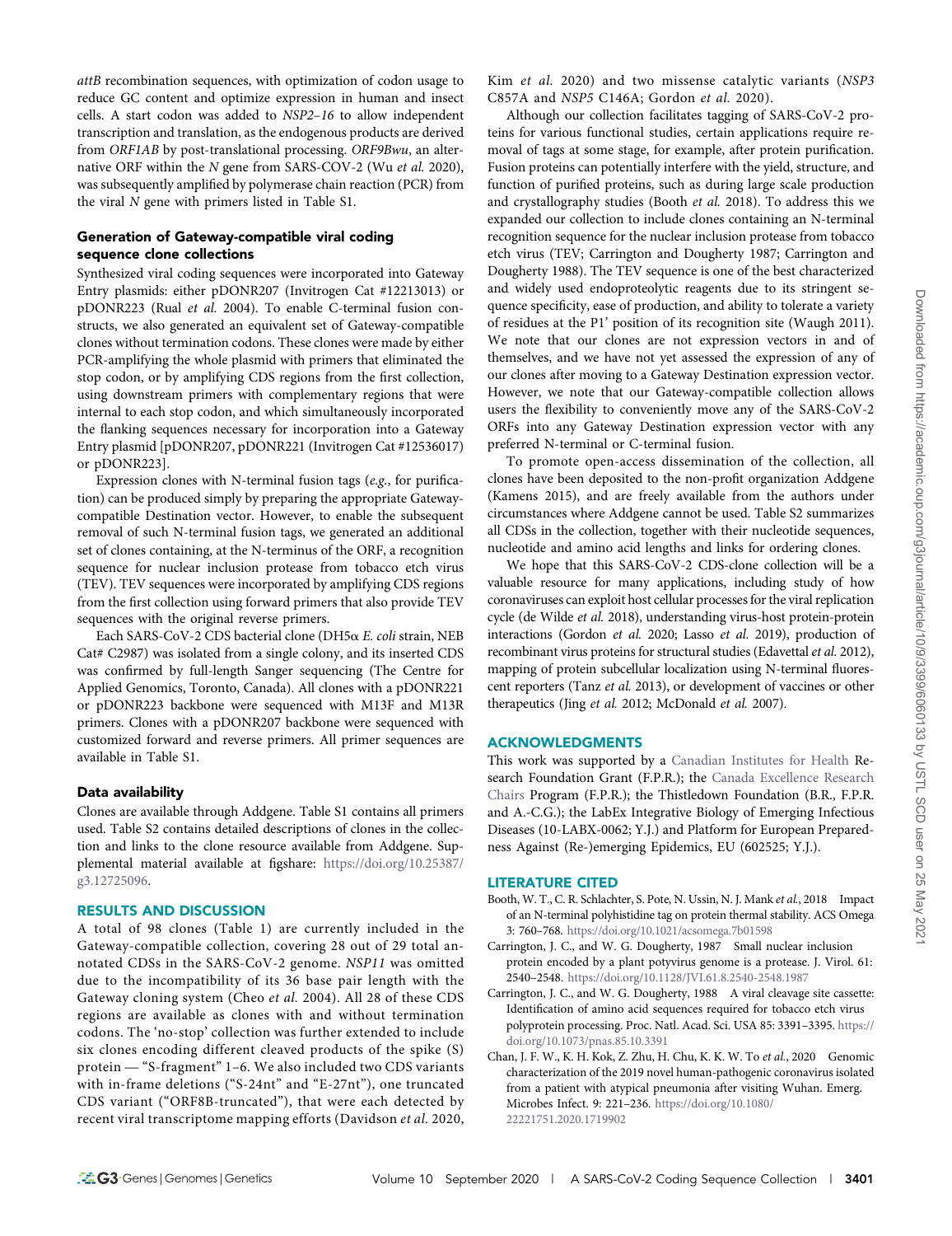*attB* recombination sequences, with optimization of codon usage to reduce GC content and optimize expression in human and insect cells. A start codon was added to *NSP2–16* to allow independent transcription and translation, as the endogenous products are derived from *ORF1AB* by post-translational processing. *ORF9Bwu*, an alternative ORF within the *N* gene from SARS-COV-2 (Wu *et al.* 2020), was subsequently amplified by polymerase chain reaction (PCR) from the viral *N* gene with primers listed in Table S1.

### Generation of Gateway-compatible viral coding sequence clone collections

Synthesized viral coding sequences were incorporated into Gateway Entry plasmids: either pDONR207 (Invitrogen Cat #12213013) or pDONR223 (Rual *et al.* 2004). To enable C-terminal fusion constructs, we also generated an equivalent set of Gateway-compatible clones without termination codons. These clones were made by either PCR-amplifying the whole plasmid with primers that eliminated the stop codon, or by amplifying CDS regions from the first collection, using downstream primers with complementary regions that were internal to each stop codon, and which simultaneously incorporated the flanking sequences necessary for incorporation into a Gateway Entry plasmid [pDONR207, pDONR221 (Invitrogen Cat #12536017) or pDONR223].

Expression clones with N-terminal fusion tags (*e.g.*, for purification) can be produced simply by preparing the appropriate Gateway-compatible Destination vector. However, to enable the subsequent removal of such N-terminal fusion tags, we generated an additional set of clones containing, at the N-terminus of the ORF, a recognition sequence for nuclear inclusion protease from tobacco etch virus (TEV). TEV sequences were incorporated by amplifying CDS regions from the first collection using forward primers that also provide TEV sequences with the original reverse primers.

Each SARS-CoV-2 CDS bacterial clone (DH5α *E. coli* strain, NEB Cat# C2987) was isolated from a single colony, and its inserted CDS was confirmed by full-length Sanger sequencing (The Centre for Applied Genomics, Toronto, Canada). All clones with a pDONR221 or pDONR223 backbone were sequenced with M13F and M13R primers. Clones with a pDONR207 backbone were sequenced with customized forward and reverse primers. All primer sequences are available in Table S1.

### Data availability

Clones are available through Addgene. Table S1 contains all primers used. Table S2 contains detailed descriptions of clones in the collection and links to the clone resource available from Addgene. Supplemental material available at figshare: https://doi.org/10.25387/g3.12725096.

## RESULTS AND DISCUSSION

A total of 98 clones (Table 1) are currently included in the Gateway-compatible collection, covering 28 out of 29 total annotated CDSs in the SARS-CoV-2 genome. *NSP11* was omitted due to the incompatibility of its 36 base pair length with the Gateway cloning system (Cheo *et al.* 2004). All 28 of these CDS regions are available as clones with and without termination codons. The 'no-stop' collection was further extended to include six clones encoding different cleaved products of the spike (S) protein — "S-fragment" 1–6. We also included two CDS variants with in-frame deletions ("S-24nt" and "E-27nt"), one truncated CDS variant ("ORF8B-truncated"), that were each detected by recent viral transcriptome mapping efforts (Davidson *et al.* 2020, Kim *et al.* 2020) and two missense catalytic variants (*NSP3* C857A and *NSP5* C146A; Gordon *et al.* 2020).

Although our collection facilitates tagging of SARS-CoV-2 proteins for various functional studies, certain applications require removal of tags at some stage, for example, after protein purification. Fusion proteins can potentially interfere with the yield, structure, and function of purified proteins, such as during large scale production and crystallography studies (Booth *et al.* 2018). To address this we expanded our collection to include clones containing an N-terminal recognition sequence for the nuclear inclusion protease from tobacco etch virus (TEV; Carrington and Dougherty 1987; Carrington and Dougherty 1988). The TEV sequence is one of the best characterized and widely used endoproteolytic reagents due to its stringent sequence specificity, ease of production, and ability to tolerate a variety of residues at the P1' position of its recognition site (Waugh 2011). We note that our clones are not expression vectors in and of themselves, and we have not yet assessed the expression of any of our clones after moving to a Gateway Destination expression vector. However, we note that our Gateway-compatible collection allows users the flexibility to conveniently move any of the SARS-CoV-2 ORFs into any Gateway Destination expression vector with any preferred N-terminal or C-terminal fusion.

To promote open-access dissemination of the collection, all clones have been deposited to the non-profit organization Addgene (Kamens 2015), and are freely available from the authors under circumstances where Addgene cannot be used. Table S2 summarizes all CDSs in the collection, together with their nucleotide sequences, nucleotide and amino acid lengths and links for ordering clones.

We hope that this SARS-CoV-2 CDS-clone collection will be a valuable resource for many applications, including study of how coronaviruses can exploit host cellular processes for the viral replication cycle (de Wilde *et al.* 2018), understanding virus-host protein-protein interactions (Gordon *et al.* 2020; Lasso *et al.* 2019), production of recombinant virus proteins for structural studies (Edavettal *et al.* 2012), mapping of protein subcellular localization using N-terminal fluorescent reporters (Tanz *et al.* 2013), or development of vaccines or other therapeutics (Jing *et al.* 2012; McDonald *et al.* 2007).

## ACKNOWLEDGMENTS

This work was supported by a Canadian Institutes for Health Research Foundation Grant (F.P.R.); the Canada Excellence Research Chairs Program (F.P.R.); the Thistledown Foundation (B.R., F.P.R. and A.-C.G.); the LabEx Integrative Biology of Emerging Infectious Diseases (10-LABX-0062; Y.J.) and Platform for European Preparedness Against (Re-)emerging Epidemics, EU (602525; Y.J.).

## LITERATURE CITED

Booth, W. T., C. R. Schlachter, S. Pote, N. Ussin, N. J. Mank *et al.*, 2018 Impact of an N-terminal polyhistidine tag on protein thermal stability. ACS Omega 3: 760–768. https://doi.org/10.1021/acsomega.7b01598

Carrington, J. C., and W. G. Dougherty, 1987 Small nuclear inclusion protein encoded by a plant potyvirus genome is a protease. J. Virol. 61: 2540–2548. https://doi.org/10.1128/JVI.61.8.2540-2548.1987

Carrington, J. C., and W. G. Dougherty, 1988 A viral cleavage site cassette: Identification of amino acid sequences required for tobacco etch virus polyprotein processing. Proc. Natl. Acad. Sci. USA 85: 3391–3395. https://doi.org/10.1073/pnas.85.10.3391

Chan, J. F. W., K. H. Kok, Z. Zhu, H. Chu, K. K. W. To *et al.*, 2020 Genomic characterization of the 2019 novel human-pathogenic coronavirus isolated from a patient with atypical pneumonia after visiting Wuhan. Emerg. Microbes Infect. 9: 221–236. https://doi.org/10.1080/22221751.2020.1719902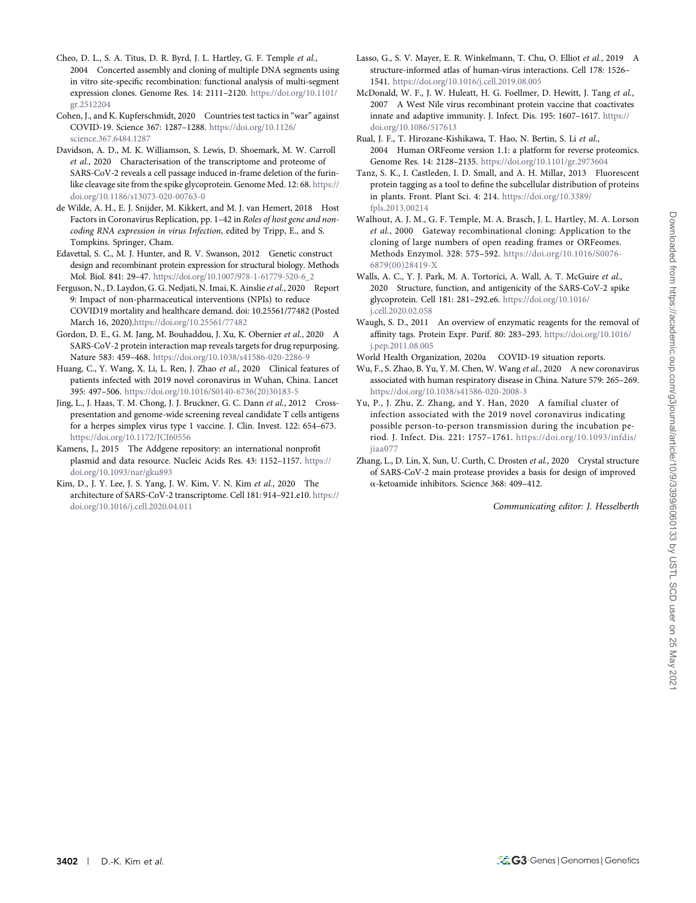Cheo, D. L., S. A. Titus, D. R. Byrd, J. L. Hartley, G. F. Temple *et al.*, 2004 Concerted assembly and cloning of multiple DNA segments using in vitro site-specific recombination: functional analysis of multi-segment expression clones. Genome Res. 14: 2111–2120. https://doi.org/10.1101/gr.2512204

Cohen, J., and K. Kupferschmidt, 2020 Countries test tactics in "war" against COVID-19. Science 367: 1287–1288. https://doi.org/10.1126/science.367.6484.1287

Davidson, A. D., M. K. Williamson, S. Lewis, D. Shoemark, M. W. Carroll *et al.*, 2020 Characterisation of the transcriptome and proteome of SARS-CoV-2 reveals a cell passage induced in-frame deletion of the furin-like cleavage site from the spike glycoprotein. Genome Med. 12: 68. https://doi.org/10.1186/s13073-020-00763-0

de Wilde, A. H., E. J. Snijder, M. Kikkert, and M. J. van Hemert, 2018 Host Factors in Coronavirus Replication, pp. 1–42 in *Roles of host gene and non-coding RNA expression in virus Infection*, edited by Tripp, E., and S. Tompkins. Springer, Cham.

Edavettal, S. C., M. J. Hunter, and R. V. Swanson, 2012 Genetic construct design and recombinant protein expression for structural biology. Methods Mol. Biol. 841: 29–47. https://doi.org/10.1007/978-1-61779-520-6_2

Ferguson, N., D. Laydon, G. G. Nedjati, N. Imai, K. Ainslie *et al.*, 2020 Report 9: Impact of non-pharmaceutical interventions (NPIs) to reduce COVID19 mortality and healthcare demand. doi: 10.25561/77482 (Posted March 16, 2020).https://doi.org/10.25561/77482

Gordon, D. E., G. M. Jang, M. Bouhaddou, J. Xu, K. Obernier *et al.*, 2020 A SARS-CoV-2 protein interaction map reveals targets for drug repurposing. Nature 583: 459–468. https://doi.org/10.1038/s41586-020-2286-9

Huang, C., Y. Wang, X. Li, L. Ren, J. Zhao *et al.*, 2020 Clinical features of patients infected with 2019 novel coronavirus in Wuhan, China. Lancet 395: 497–506. https://doi.org/10.1016/S0140-6736(20)30183-5

Jing, L., J. Haas, T. M. Chong, J. J. Bruckner, G. C. Dann *et al.*, 2012 Cross-presentation and genome-wide screening reveal candidate T cells antigens for a herpes simplex virus type 1 vaccine. J. Clin. Invest. 122: 654–673. https://doi.org/10.1172/JCI60556

Kamens, J., 2015 The Addgene repository: an international nonprofit plasmid and data resource. Nucleic Acids Res. 43: 1152–1157. https://doi.org/10.1093/nar/gku893

Kim, D., J. Y. Lee, J. S. Yang, J. W. Kim, V. N. Kim *et al.*, 2020 The architecture of SARS-CoV-2 transcriptome. Cell 181: 914–921.e10. https://doi.org/10.1016/j.cell.2020.04.011

Lasso, G., S. V. Mayer, E. R. Winkelmann, T. Chu, O. Elliot *et al.*, 2019 A structure-informed atlas of human-virus interactions. Cell 178: 1526–1541. https://doi.org/10.1016/j.cell.2019.08.005

McDonald, W. F., J. W. Huleatt, H. G. Foellmer, D. Hewitt, J. Tang *et al.*, 2007 A West Nile virus recombinant protein vaccine that coactivates innate and adaptive immunity. J. Infect. Dis. 195: 1607–1617. https://doi.org/10.1086/517613

Rual, J. F., T. Hirozane-Kishikawa, T. Hao, N. Bertin, S. Li *et al.*, 2004 Human ORFeome version 1.1: a platform for reverse proteomics. Genome Res. 14: 2128–2135. https://doi.org/10.1101/gr.2973604

Tanz, S. K., I. Castleden, I. D. Small, and A. H. Millar, 2013 Fluorescent protein tagging as a tool to define the subcellular distribution of proteins in plants. Front. Plant Sci. 4: 214. https://doi.org/10.3389/fpls.2013.00214

Walhout, A. J. M., G. F. Temple, M. A. Brasch, J. L. Hartley, M. A. Lorson *et al.*, 2000 Gateway recombinational cloning: Application to the cloning of large numbers of open reading frames or ORFeomes. Methods Enzymol. 328: 575–592. https://doi.org/10.1016/S0076-6879(00)28419-X

Walls, A. C., Y. J. Park, M. A. Tortorici, A. Wall, A. T. McGuire *et al.*, 2020 Structure, function, and antigenicity of the SARS-CoV-2 spike glycoprotein. Cell 181: 281–292.e6. https://doi.org/10.1016/j.cell.2020.02.058

Waugh, S. D., 2011 An overview of enzymatic reagents for the removal of affinity tags. Protein Expr. Purif. 80: 283–293. https://doi.org/10.1016/j.pep.2011.08.005

World Health Organization, 2020a COVID-19 situation reports.

Wu, F., S. Zhao, B. Yu, Y. M. Chen, W. Wang *et al.*, 2020 A new coronavirus associated with human respiratory disease in China. Nature 579: 265–269. https://doi.org/10.1038/s41586-020-2008-3

Yu, P., J. Zhu, Z. Zhang, and Y. Han, 2020 A familial cluster of infection associated with the 2019 novel coronavirus indicating possible person-to-person transmission during the incubation period. J. Infect. Dis. 221: 1757–1761. https://doi.org/10.1093/infdis/jiaa077

Zhang, L., D. Lin, X. Sun, U. Curth, C. Drosten *et al.*, 2020 Crystal structure of SARS-CoV-2 main protease provides a basis for design of improved α-ketoamide inhibitors. Science 368: 409–412.

*Communicating editor: J. Hesselberth*